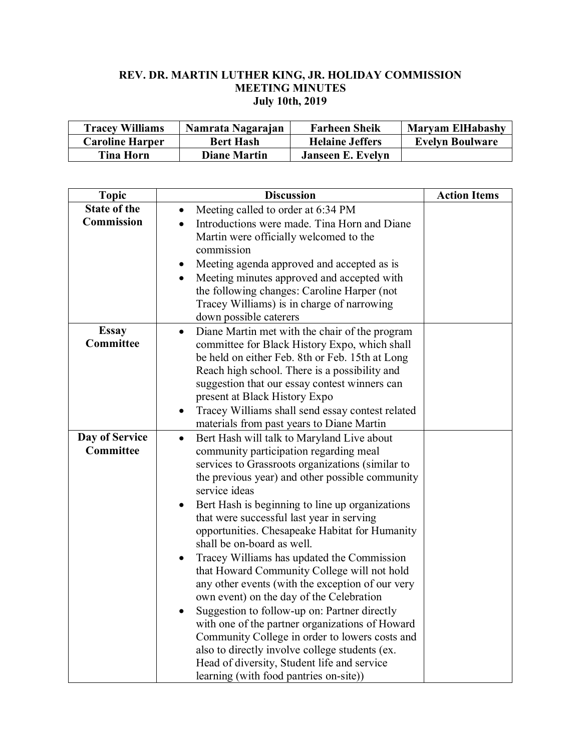# REV. DR. MARTIN LUTHER KING, JR. HOLIDAY COMMISSION
## MEETING MINUTES
### July 10th, 2019

| Tracey Williams | Namrata Nagarajan | Farheen Sheik | Maryam ElHabashy |
|---|---|---|---|
| Caroline Harper | Bert Hash | Helaine Jeffers | Evelyn Boulware |
| Tina Horn | Diane Martin | Janseen E. Evelyn | |

| Topic | Discussion | Action Items |
|---|---|---|
| **State of the Commission** | • Meeting called to order at 6:34 PM<br>• Introductions were made. Tina Horn and Diane Martin were officially welcomed to the commission<br>• Meeting agenda approved and accepted as is<br>• Meeting minutes approved and accepted with the following changes: Caroline Harper (not Tracey Williams) is in charge of narrowing down possible caterers | |
| **Essay Committee** | • Diane Martin met with the chair of the program committee for Black History Expo, which shall be held on either Feb. 8th or Feb. 15th at Long Reach high school. There is a possibility and suggestion that our essay contest winners can present at Black History Expo<br>• Tracey Williams shall send essay contest related materials from past years to Diane Martin | |
| **Day of Service Committee** | • Bert Hash will talk to Maryland Live about community participation regarding meal services to Grassroots organizations (similar to the previous year) and other possible community service ideas<br>• Bert Hash is beginning to line up organizations that were successful last year in serving opportunities. Chesapeake Habitat for Humanity shall be on-board as well.<br>• Tracey Williams has updated the Commission that Howard Community College will not hold any other events (with the exception of our very own event) on the day of the Celebration<br>• Suggestion to follow-up on: Partner directly with one of the partner organizations of Howard Community College in order to lowers costs and also to directly involve college students (ex. Head of diversity, Student life and service learning (with food pantries on-site)) | |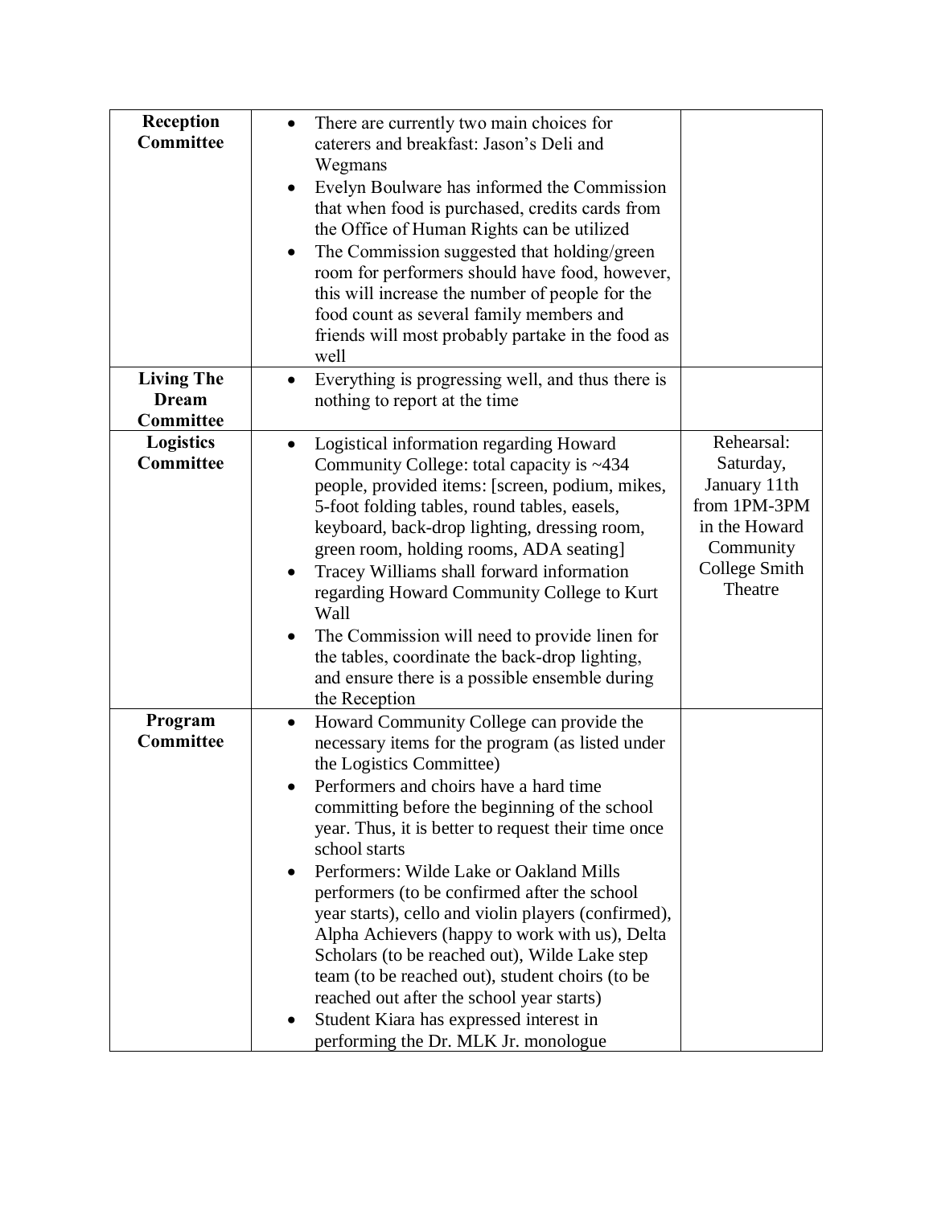| **Reception Committee** | • There are currently two main choices for caterers and breakfast: Jason's Deli and Wegmans<br>• Evelyn Boulware has informed the Commission that when food is purchased, credits cards from the Office of Human Rights can be utilized<br>• The Commission suggested that holding/green room for performers should have food, however, this will increase the number of people for the food count as several family members and friends will most probably partake in the food as well | |
|---|---|---|
| **Living The Dream Committee** | • Everything is progressing well, and thus there is nothing to report at the time | |
| **Logistics Committee** | • Logistical information regarding Howard Community College: total capacity is ~434 people, provided items: [screen, podium, mikes, 5-foot folding tables, round tables, easels, keyboard, back-drop lighting, dressing room, green room, holding rooms, ADA seating]<br>• Tracey Williams shall forward information regarding Howard Community College to Kurt Wall<br>• The Commission will need to provide linen for the tables, coordinate the back-drop lighting, and ensure there is a possible ensemble during the Reception | Rehearsal: Saturday, January 11th from 1PM-3PM in the Howard Community College Smith Theatre |
| **Program Committee** | • Howard Community College can provide the necessary items for the program (as listed under the Logistics Committee)<br>• Performers and choirs have a hard time committing before the beginning of the school year. Thus, it is better to request their time once school starts<br>• Performers: Wilde Lake or Oakland Mills performers (to be confirmed after the school year starts), cello and violin players (confirmed), Alpha Achievers (happy to work with us), Delta Scholars (to be reached out), Wilde Lake step team (to be reached out), student choirs (to be reached out after the school year starts)<br>• Student Kiara has expressed interest in performing the Dr. MLK Jr. monologue | |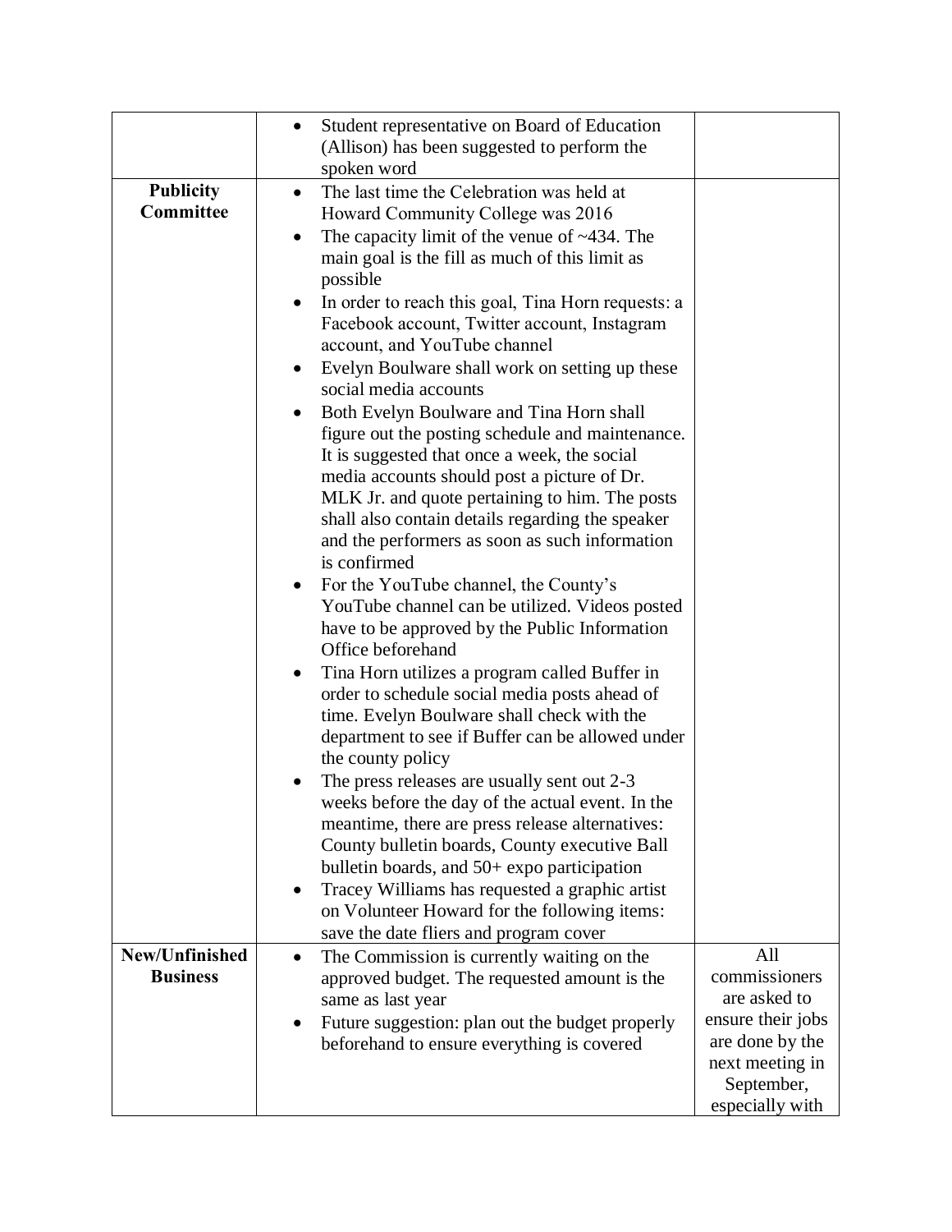| | | |
|---|---|---|
| | • Student representative on Board of Education (Allison) has been suggested to perform the spoken word | |
| **Publicity Committee** | • The last time the Celebration was held at Howard Community College was 2016<br>• The capacity limit of the venue of ~434. The main goal is the fill as much of this limit as possible<br>• In order to reach this goal, Tina Horn requests: a Facebook account, Twitter account, Instagram account, and YouTube channel<br>• Evelyn Boulware shall work on setting up these social media accounts<br>• Both Evelyn Boulware and Tina Horn shall figure out the posting schedule and maintenance. It is suggested that once a week, the social media accounts should post a picture of Dr. MLK Jr. and quote pertaining to him. The posts shall also contain details regarding the speaker and the performers as soon as such information is confirmed<br>• For the YouTube channel, the County's YouTube channel can be utilized. Videos posted have to be approved by the Public Information Office beforehand<br>• Tina Horn utilizes a program called Buffer in order to schedule social media posts ahead of time. Evelyn Boulware shall check with the department to see if Buffer can be allowed under the county policy<br>• The press releases are usually sent out 2-3 weeks before the day of the actual event. In the meantime, there are press release alternatives: County bulletin boards, County executive Ball bulletin boards, and 50+ expo participation<br>• Tracey Williams has requested a graphic artist on Volunteer Howard for the following items: save the date fliers and program cover | |
| **New/Unfinished Business** | • The Commission is currently waiting on the approved budget. The requested amount is the same as last year<br>• Future suggestion: plan out the budget properly beforehand to ensure everything is covered | All commissioners are asked to ensure their jobs are done by the next meeting in September, especially with |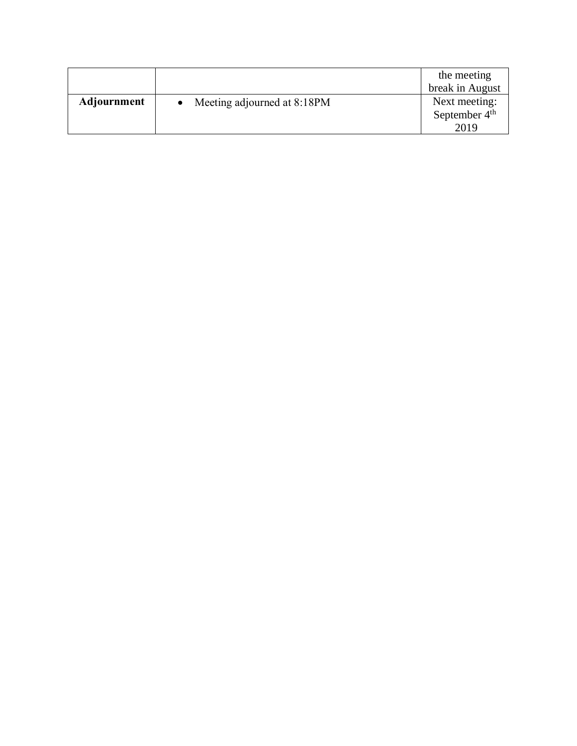| | | |
|---|---|---|
| | | the meeting break in August |
| **Adjournment** | • Meeting adjourned at 8:18PM | Next meeting: September 4th 2019 |